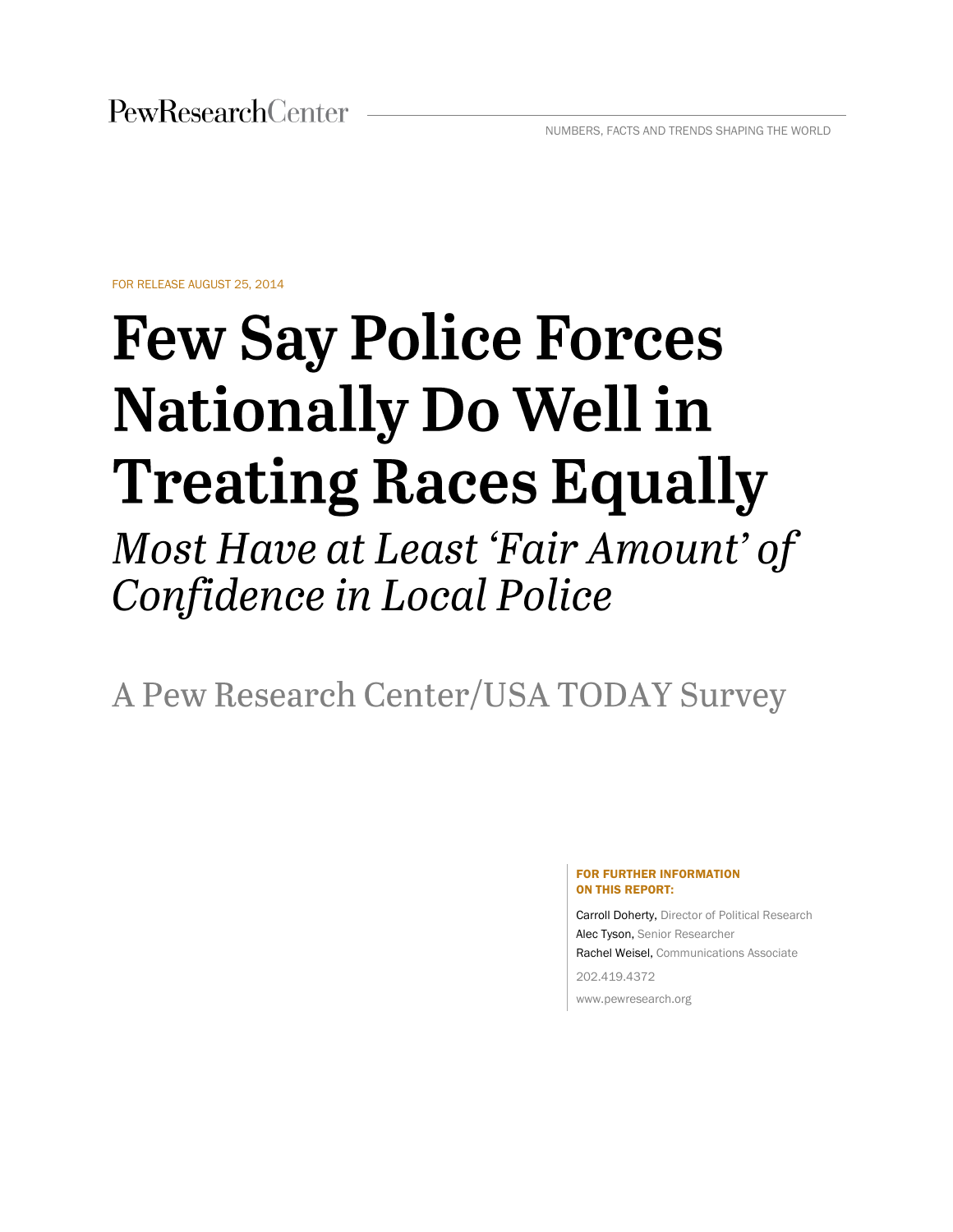PewResearchCenter

NUMBERS, FACTS AND TRENDS SHAPING THE WORLD

FOR RELEASE AUGUST 25, 2014

# Few Say Police Forces Nationally Do Well in Treating Races Equally

## *Most Have at Least 'Fair Amount' of Confidence in Local Police*

A Pew Research Center/USA TODAY Survey

**FOR FURTHER INFORMATION ON THIS REPORT:**

Carroll Doherty, Director of Political Research

Alec Tyson, Senior Researcher

Rachel Weisel, Communications Associate

202.419.4372

www.pewresearch.org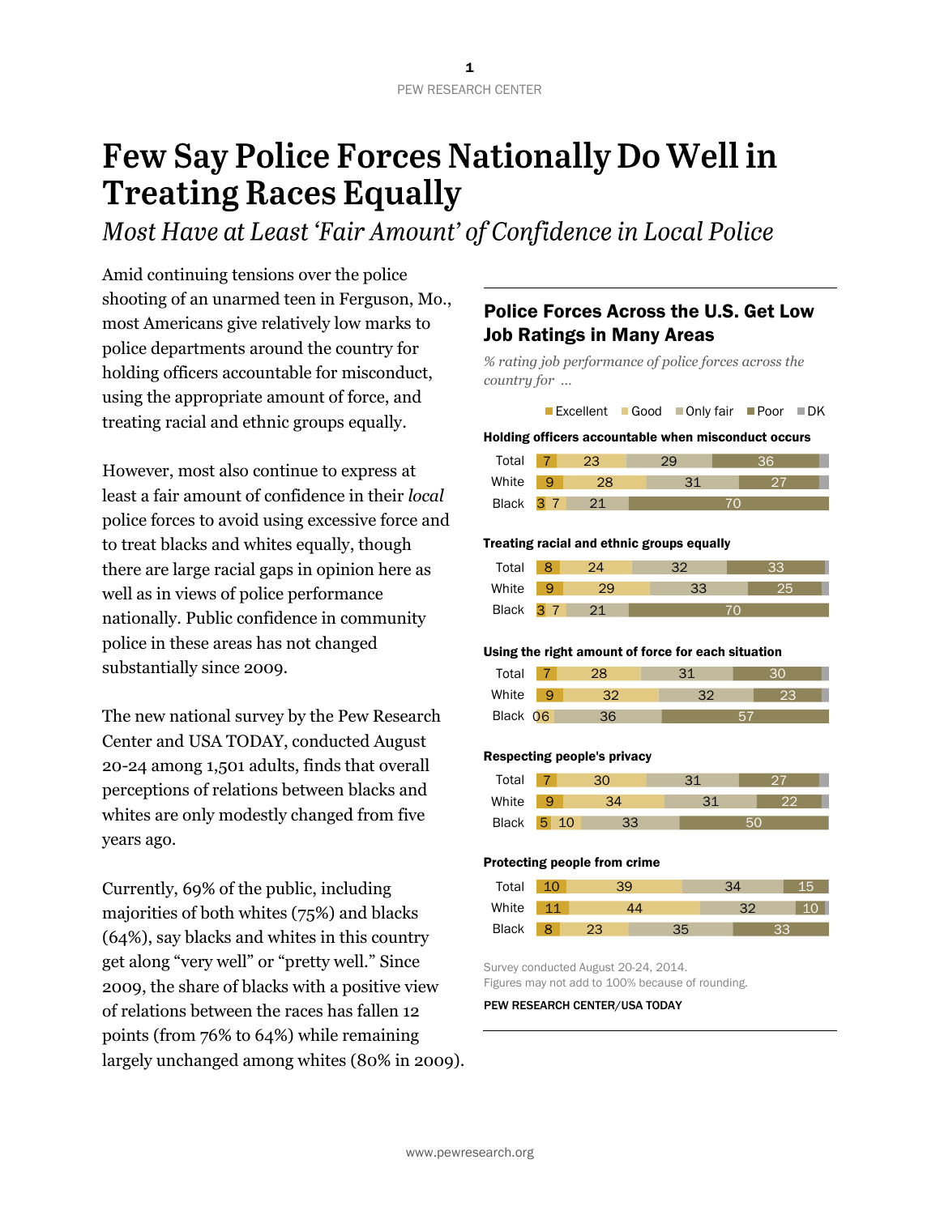# Few Say Police Forces Nationally Do Well in Treating Races Equally

*Most Have at Least 'Fair Amount' of Confidence in Local Police*

Amid continuing tensions over the police shooting of an unarmed teen in Ferguson, Mo., most Americans give relatively low marks to police departments around the country for holding officers accountable for misconduct, using the appropriate amount of force, and treating racial and ethnic groups equally.

However, most also continue to express at least a fair amount of confidence in their *local* police forces to avoid using excessive force and to treat blacks and whites equally, though there are large racial gaps in opinion here as well as in views of police performance nationally. Public confidence in community police in these areas has not changed substantially since 2009.

The new national survey by the Pew Research Center and USA TODAY, conducted August 20-24 among 1,501 adults, finds that overall perceptions of relations between blacks and whites are only modestly changed from five years ago.

Currently, 69% of the public, including majorities of both whites (75%) and blacks (64%), say blacks and whites in this country get along "very well" or "pretty well." Since 2009, the share of blacks with a positive view of relations between the races has fallen 12 points (from 76% to 64%) while remaining largely unchanged among whites (80% in 2009).

## Police Forces Across the U.S. Get Low Job Ratings in Many Areas

*% rating job performance of police forces across the country for ...*

| | Excellent | Good | Only fair | Poor |
|---|---|---|---|---|
| **Holding officers accountable when misconduct occurs** | | | | |
| Total | 7 | 23 | 29 | 36 |
| White | 9 | 28 | 31 | 27 |
| Black | 3 | 7 | 21 | 70 |
| **Treating racial and ethnic groups equally** | | | | |
| Total | 8 | 24 | 32 | 33 |
| White | 9 | 29 | 33 | 25 |
| Black | 3 | 7 | 21 | 70 |
| **Using the right amount of force for each situation** | | | | |
| Total | 7 | 28 | 31 | 30 |
| White | 9 | 32 | 32 | 23 |
| Black | 0 | 6 | 36 | 57 |
| **Respecting people's privacy** | | | | |
| Total | 7 | 30 | 31 | 27 |
| White | 9 | 34 | 31 | 22 |
| Black | 5 | 10 | 33 | 50 |
| **Protecting people from crime** | | | | |
| Total | 10 | 39 | 34 | 15 |
| White | 11 | 44 | 32 | 10 |
| Black | 8 | 23 | 35 | 33 |

Survey conducted August 20-24, 2014.
Figures may not add to 100% because of rounding.

PEW RESEARCH CENTER/USA TODAY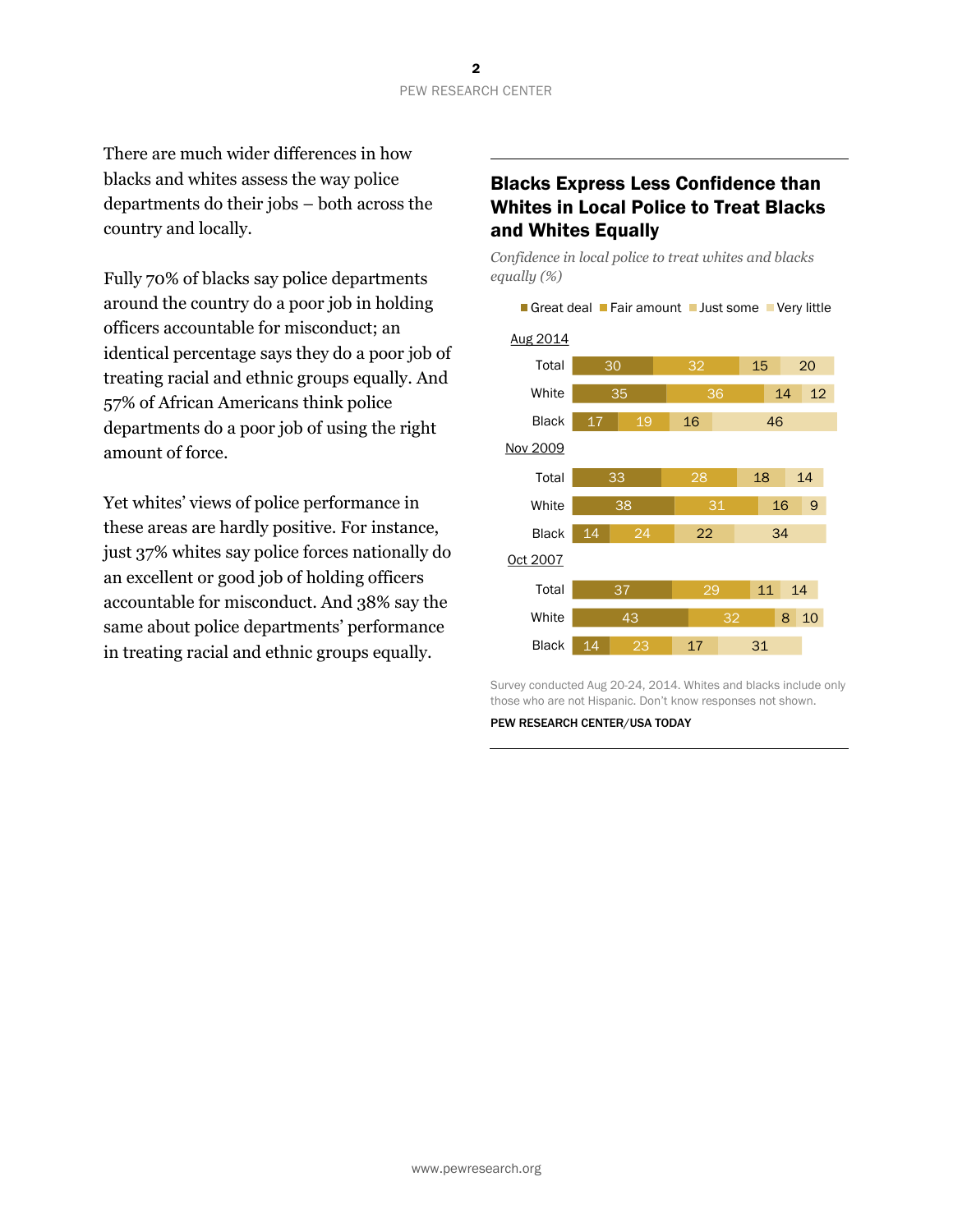There are much wider differences in how blacks and whites assess the way police departments do their jobs – both across the country and locally.

Fully 70% of blacks say police departments around the country do a poor job in holding officers accountable for misconduct; an identical percentage says they do a poor job of treating racial and ethnic groups equally. And 57% of African Americans think police departments do a poor job of using the right amount of force.

Yet whites' views of police performance in these areas are hardly positive. For instance, just 37% whites say police forces nationally do an excellent or good job of holding officers accountable for misconduct. And 38% say the same about police departments' performance in treating racial and ethnic groups equally.

## Blacks Express Less Confidence than Whites in Local Police to Treat Blacks and Whites Equally

*Confidence in local police to treat whites and blacks equally (%)*

| | Great deal | Fair amount | Just some | Very little |
|---|---|---|---|---|
| **Aug 2014** | | | | |
| Total | 30 | 32 | 15 | 20 |
| White | 35 | 36 | 14 | 12 |
| Black | 17 | 19 | 16 | 46 |
| **Nov 2009** | | | | |
| Total | 33 | 28 | 18 | 14 |
| White | 38 | 31 | 16 | 9 |
| Black | 14 | 24 | 22 | 34 |
| **Oct 2007** | | | | |
| Total | 37 | 29 | 11 | 14 |
| White | 43 | 32 | 8 | 10 |
| Black | 14 | 23 | 17 | 31 |

Survey conducted Aug 20-24, 2014. Whites and blacks include only those who are not Hispanic. Don't know responses not shown.

PEW RESEARCH CENTER/USA TODAY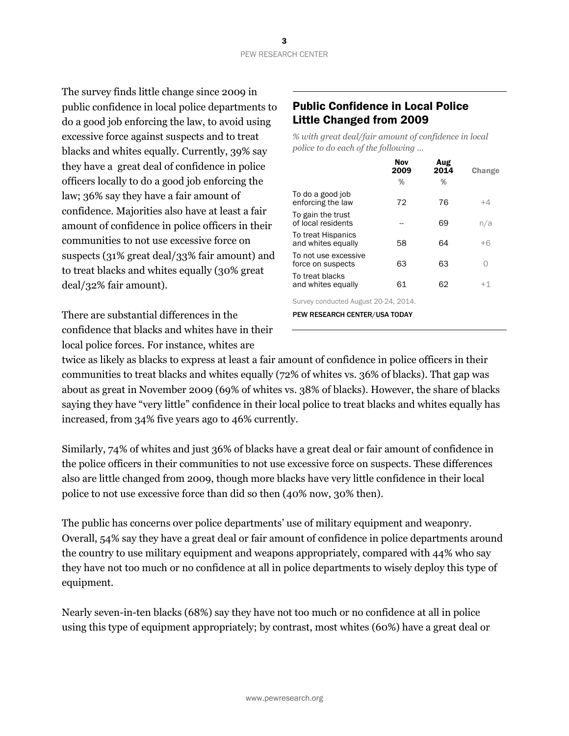The survey finds little change since 2009 in public confidence in local police departments to do a good job enforcing the law, to avoid using excessive force against suspects and to treat blacks and whites equally. Currently, 39% say they have a great deal of confidence in police officers locally to do a good job enforcing the law; 36% say they have a fair amount of confidence. Majorities also have at least a fair amount of confidence in police officers in their communities to not use excessive force on suspects (31% great deal/33% fair amount) and to treat blacks and whites equally (30% great deal/32% fair amount).

### Public Confidence in Local Police Little Changed from 2009

*% with great deal/fair amount of confidence in local police to do each of the following …*

| | Nov 2009 | Aug 2014 | Change |
|---|---|---|---|
| | % | % | |
| To do a good job enforcing the law | 72 | 76 | +4 |
| To gain the trust of local residents | -- | 69 | n/a |
| To treat Hispanics and whites equally | 58 | 64 | +6 |
| To not use excessive force on suspects | 63 | 63 | 0 |
| To treat blacks and whites equally | 61 | 62 | +1 |

Survey conducted August 20-24, 2014.

PEW RESEARCH CENTER/USA TODAY

There are substantial differences in the confidence that blacks and whites have in their local police forces. For instance, whites are twice as likely as blacks to express at least a fair amount of confidence in police officers in their communities to treat blacks and whites equally (72% of whites vs. 36% of blacks). That gap was about as great in November 2009 (69% of whites vs. 38% of blacks). However, the share of blacks saying they have "very little" confidence in their local police to treat blacks and whites equally has increased, from 34% five years ago to 46% currently.

Similarly, 74% of whites and just 36% of blacks have a great deal or fair amount of confidence in the police officers in their communities to not use excessive force on suspects. These differences also are little changed from 2009, though more blacks have very little confidence in their local police to not use excessive force than did so then (40% now, 30% then).

The public has concerns over police departments' use of military equipment and weaponry. Overall, 54% say they have a great deal or fair amount of confidence in police departments around the country to use military equipment and weapons appropriately, compared with 44% who say they have not too much or no confidence at all in police departments to wisely deploy this type of equipment.

Nearly seven-in-ten blacks (68%) say they have not too much or no confidence at all in police using this type of equipment appropriately; by contrast, most whites (60%) have a great deal or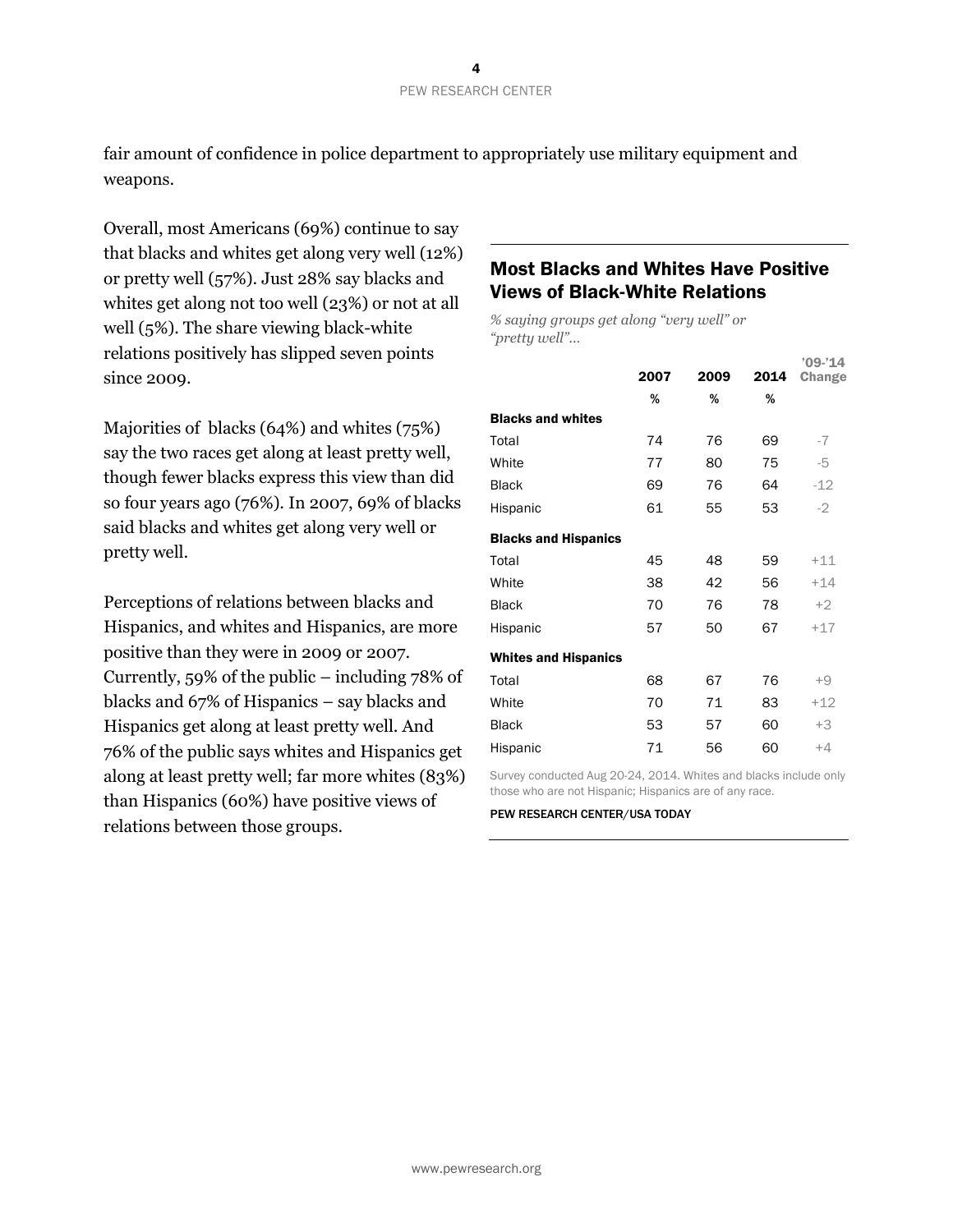fair amount of confidence in police department to appropriately use military equipment and weapons.

Overall, most Americans (69%) continue to say that blacks and whites get along very well (12%) or pretty well (57%). Just 28% say blacks and whites get along not too well (23%) or not at all well (5%). The share viewing black-white relations positively has slipped seven points since 2009.

Majorities of blacks (64%) and whites (75%) say the two races get along at least pretty well, though fewer blacks express this view than did so four years ago (76%). In 2007, 69% of blacks said blacks and whites get along very well or pretty well.

Perceptions of relations between blacks and Hispanics, and whites and Hispanics, are more positive than they were in 2009 or 2007. Currently, 59% of the public – including 78% of blacks and 67% of Hispanics – say blacks and Hispanics get along at least pretty well. And 76% of the public says whites and Hispanics get along at least pretty well; far more whites (83%) than Hispanics (60%) have positive views of relations between those groups.

## Most Blacks and Whites Have Positive Views of Black-White Relations

*% saying groups get along "very well" or "pretty well"...*

| | 2007 | 2009 | 2014 | '09-'14 Change |
|---|---|---|---|---|
| | % | % | % | |
| **Blacks and whites** | | | | |
| Total | 74 | 76 | 69 | -7 |
| White | 77 | 80 | 75 | -5 |
| Black | 69 | 76 | 64 | -12 |
| Hispanic | 61 | 55 | 53 | -2 |
| **Blacks and Hispanics** | | | | |
| Total | 45 | 48 | 59 | +11 |
| White | 38 | 42 | 56 | +14 |
| Black | 70 | 76 | 78 | +2 |
| Hispanic | 57 | 50 | 67 | +17 |
| **Whites and Hispanics** | | | | |
| Total | 68 | 67 | 76 | +9 |
| White | 70 | 71 | 83 | +12 |
| Black | 53 | 57 | 60 | +3 |
| Hispanic | 71 | 56 | 60 | +4 |

Survey conducted Aug 20-24, 2014. Whites and blacks include only those who are not Hispanic; Hispanics are of any race.

PEW RESEARCH CENTER/USA TODAY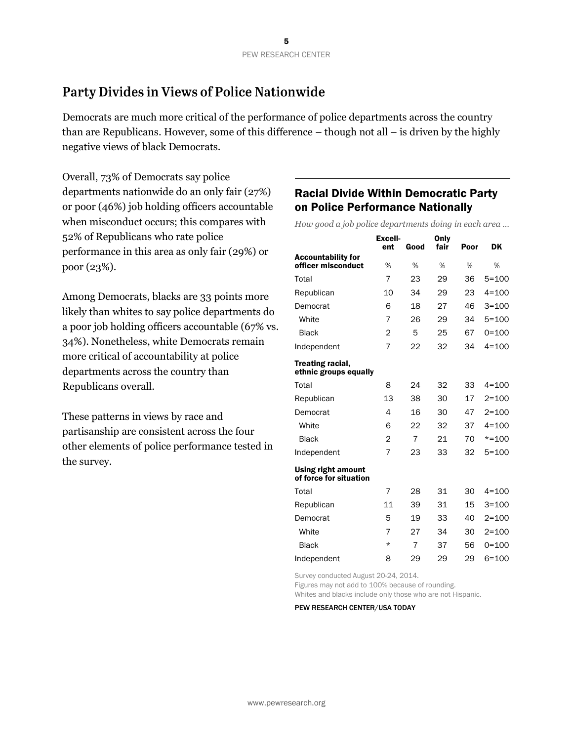## Party Divides in Views of Police Nationwide

Democrats are much more critical of the performance of police departments across the country than are Republicans. However, some of this difference – though not all – is driven by the highly negative views of black Democrats.

Overall, 73% of Democrats say police departments nationwide do an only fair (27%) or poor (46%) job holding officers accountable when misconduct occurs; this compares with 52% of Republicans who rate police performance in this area as only fair (29%) or poor (23%).

Among Democrats, blacks are 33 points more likely than whites to say police departments do a poor job holding officers accountable (67% vs. 34%). Nonetheless, white Democrats remain more critical of accountability at police departments across the country than Republicans overall.

These patterns in views by race and partisanship are consistent across the four other elements of police performance tested in the survey.

### Racial Divide Within Democratic Party on Police Performance Nationally

*How good a job police departments doing in each area …*

| | Excell-ent | Good | Only fair | Poor | DK |
|---|---|---|---|---|---|
| **Accountability for officer misconduct** | % | % | % | % | % |
| Total | 7 | 23 | 29 | 36 | 5=100 |
| Republican | 10 | 34 | 29 | 23 | 4=100 |
| Democrat | 6 | 18 | 27 | 46 | 3=100 |
| White | 7 | 26 | 29 | 34 | 5=100 |
| Black | 2 | 5 | 25 | 67 | 0=100 |
| Independent | 7 | 22 | 32 | 34 | 4=100 |
| **Treating racial, ethnic groups equally** | | | | | |
| Total | 8 | 24 | 32 | 33 | 4=100 |
| Republican | 13 | 38 | 30 | 17 | 2=100 |
| Democrat | 4 | 16 | 30 | 47 | 2=100 |
| White | 6 | 22 | 32 | 37 | 4=100 |
| Black | 2 | 7 | 21 | 70 | *=100 |
| Independent | 7 | 23 | 33 | 32 | 5=100 |
| **Using right amount of force for situation** | | | | | |
| Total | 7 | 28 | 31 | 30 | 4=100 |
| Republican | 11 | 39 | 31 | 15 | 3=100 |
| Democrat | 5 | 19 | 33 | 40 | 2=100 |
| White | 7 | 27 | 34 | 30 | 2=100 |
| Black | * | 7 | 37 | 56 | 0=100 |
| Independent | 8 | 29 | 29 | 29 | 6=100 |

Survey conducted August 20-24, 2014.
Figures may not add to 100% because of rounding.
Whites and blacks include only those who are not Hispanic.

PEW RESEARCH CENTER/USA TODAY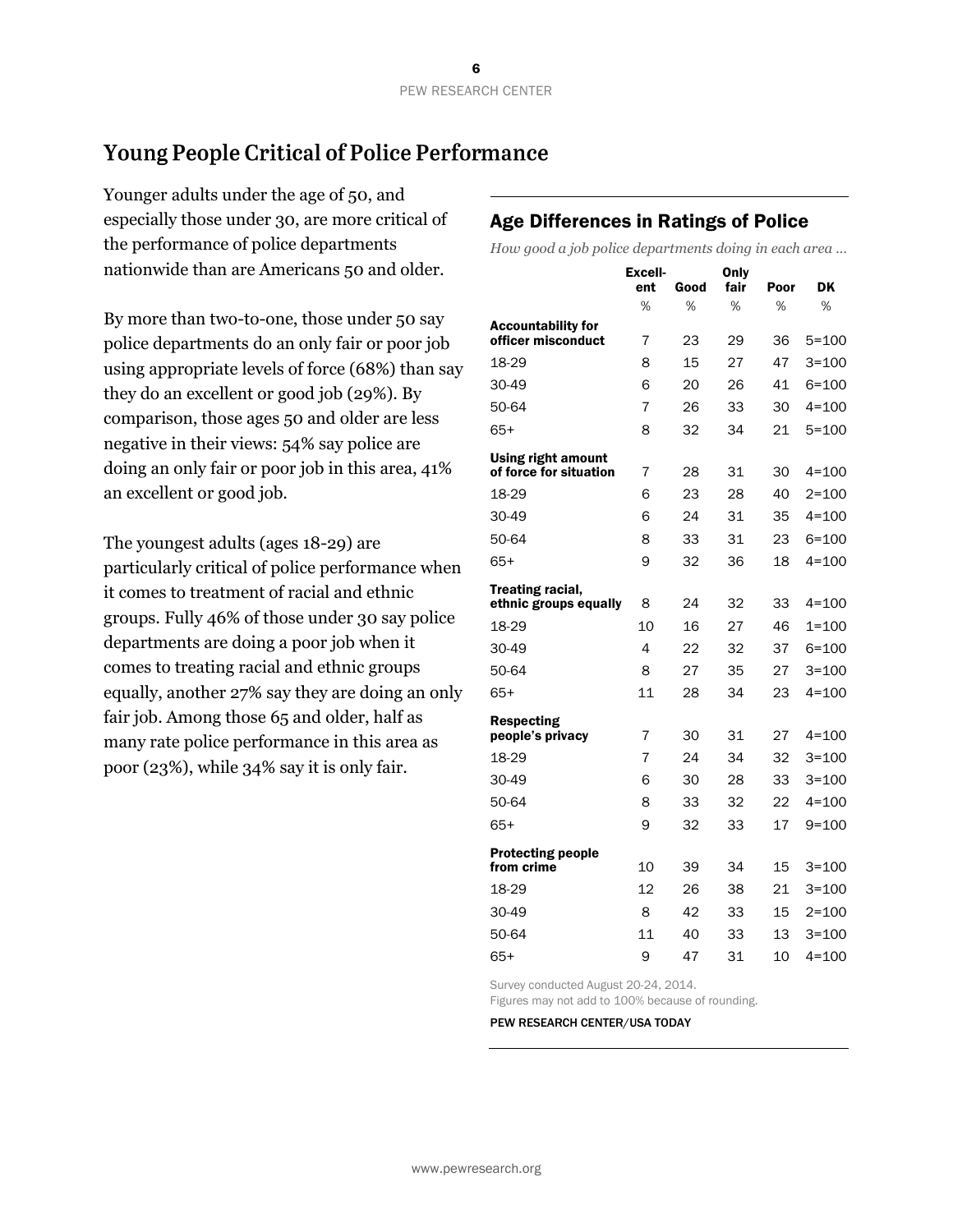## Young People Critical of Police Performance

Younger adults under the age of 50, and especially those under 30, are more critical of the performance of police departments nationwide than are Americans 50 and older.

By more than two-to-one, those under 50 say police departments do an only fair or poor job using appropriate levels of force (68%) than say they do an excellent or good job (29%). By comparison, those ages 50 and older are less negative in their views: 54% say police are doing an only fair or poor job in this area, 41% an excellent or good job.

The youngest adults (ages 18-29) are particularly critical of police performance when it comes to treatment of racial and ethnic groups. Fully 46% of those under 30 say police departments are doing a poor job when it comes to treating racial and ethnic groups equally, another 27% say they are doing an only fair job. Among those 65 and older, half as many rate police performance in this area as poor (23%), while 34% say it is only fair.

### Age Differences in Ratings of Police

*How good a job police departments doing in each area …*

| | Excell-ent | Good | Only fair | Poor | DK |
|---|---|---|---|---|---|
| | % | % | % | % | % |
| **Accountability for officer misconduct** | 7 | 23 | 29 | 36 | 5=100 |
| 18-29 | 8 | 15 | 27 | 47 | 3=100 |
| 30-49 | 6 | 20 | 26 | 41 | 6=100 |
| 50-64 | 7 | 26 | 33 | 30 | 4=100 |
| 65+ | 8 | 32 | 34 | 21 | 5=100 |
| **Using right amount of force for situation** | 7 | 28 | 31 | 30 | 4=100 |
| 18-29 | 6 | 23 | 28 | 40 | 2=100 |
| 30-49 | 6 | 24 | 31 | 35 | 4=100 |
| 50-64 | 8 | 33 | 31 | 23 | 6=100 |
| 65+ | 9 | 32 | 36 | 18 | 4=100 |
| **Treating racial, ethnic groups equally** | 8 | 24 | 32 | 33 | 4=100 |
| 18-29 | 10 | 16 | 27 | 46 | 1=100 |
| 30-49 | 4 | 22 | 32 | 37 | 6=100 |
| 50-64 | 8 | 27 | 35 | 27 | 3=100 |
| 65+ | 11 | 28 | 34 | 23 | 4=100 |
| **Respecting people's privacy** | 7 | 30 | 31 | 27 | 4=100 |
| 18-29 | 7 | 24 | 34 | 32 | 3=100 |
| 30-49 | 6 | 30 | 28 | 33 | 3=100 |
| 50-64 | 8 | 33 | 32 | 22 | 4=100 |
| 65+ | 9 | 32 | 33 | 17 | 9=100 |
| **Protecting people from crime** | 10 | 39 | 34 | 15 | 3=100 |
| 18-29 | 12 | 26 | 38 | 21 | 3=100 |
| 30-49 | 8 | 42 | 33 | 15 | 2=100 |
| 50-64 | 11 | 40 | 33 | 13 | 3=100 |
| 65+ | 9 | 47 | 31 | 10 | 4=100 |

Survey conducted August 20-24, 2014.
Figures may not add to 100% because of rounding.

PEW RESEARCH CENTER/USA TODAY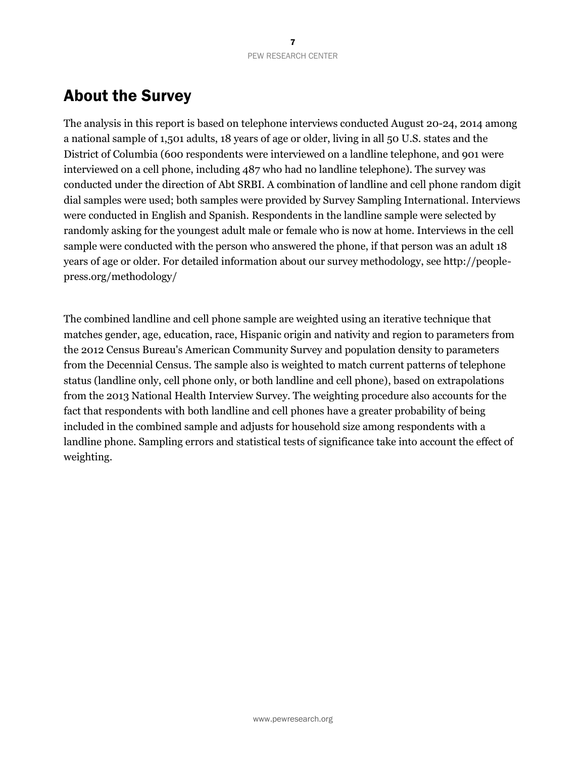## About the Survey

The analysis in this report is based on telephone interviews conducted August 20-24, 2014 among a national sample of 1,501 adults, 18 years of age or older, living in all 50 U.S. states and the District of Columbia (600 respondents were interviewed on a landline telephone, and 901 were interviewed on a cell phone, including 487 who had no landline telephone). The survey was conducted under the direction of Abt SRBI. A combination of landline and cell phone random digit dial samples were used; both samples were provided by Survey Sampling International. Interviews were conducted in English and Spanish. Respondents in the landline sample were selected by randomly asking for the youngest adult male or female who is now at home. Interviews in the cell sample were conducted with the person who answered the phone, if that person was an adult 18 years of age or older. For detailed information about our survey methodology, see http://people-press.org/methodology/

The combined landline and cell phone sample are weighted using an iterative technique that matches gender, age, education, race, Hispanic origin and nativity and region to parameters from the 2012 Census Bureau's American Community Survey and population density to parameters from the Decennial Census. The sample also is weighted to match current patterns of telephone status (landline only, cell phone only, or both landline and cell phone), based on extrapolations from the 2013 National Health Interview Survey. The weighting procedure also accounts for the fact that respondents with both landline and cell phones have a greater probability of being included in the combined sample and adjusts for household size among respondents with a landline phone. Sampling errors and statistical tests of significance take into account the effect of weighting.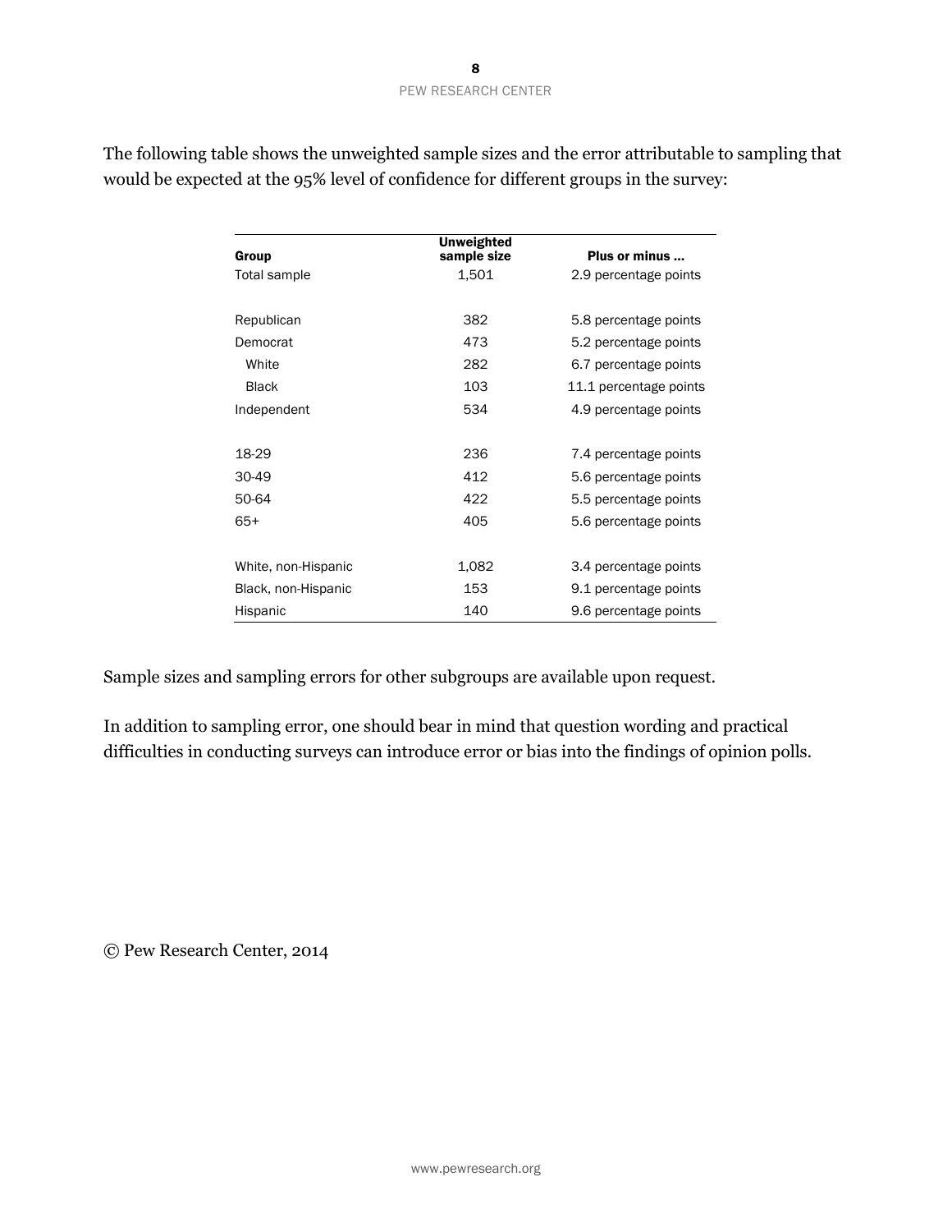The following table shows the unweighted sample sizes and the error attributable to sampling that would be expected at the 95% level of confidence for different groups in the survey:

| Group | Unweighted sample size | Plus or minus ... |
|---|---|---|
| Total sample | 1,501 | 2.9 percentage points |
| | | |
| Republican | 382 | 5.8 percentage points |
| Democrat | 473 | 5.2 percentage points |
| White | 282 | 6.7 percentage points |
| Black | 103 | 11.1 percentage points |
| Independent | 534 | 4.9 percentage points |
| | | |
| 18-29 | 236 | 7.4 percentage points |
| 30-49 | 412 | 5.6 percentage points |
| 50-64 | 422 | 5.5 percentage points |
| 65+ | 405 | 5.6 percentage points |
| | | |
| White, non-Hispanic | 1,082 | 3.4 percentage points |
| Black, non-Hispanic | 153 | 9.1 percentage points |
| Hispanic | 140 | 9.6 percentage points |

Sample sizes and sampling errors for other subgroups are available upon request.

In addition to sampling error, one should bear in mind that question wording and practical difficulties in conducting surveys can introduce error or bias into the findings of opinion polls.

© Pew Research Center, 2014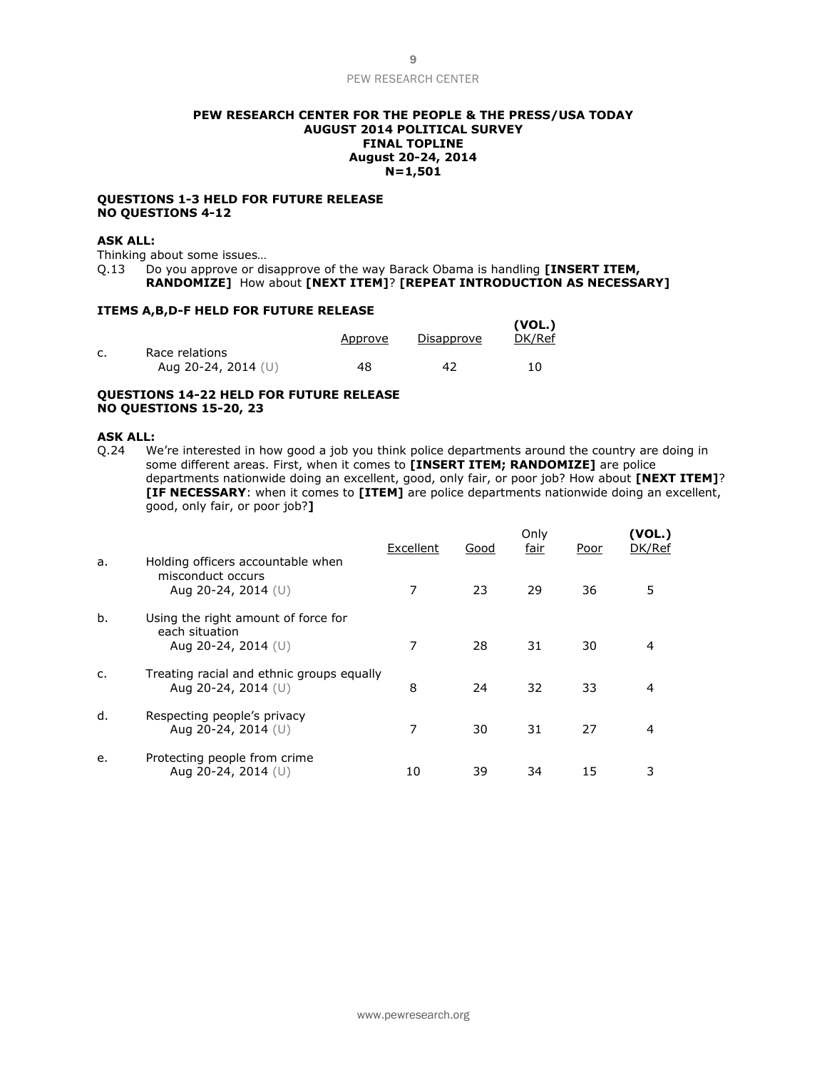**PEW RESEARCH CENTER FOR THE PEOPLE & THE PRESS/USA TODAY**
**AUGUST 2014 POLITICAL SURVEY**
**FINAL TOPLINE**
**August 20-24, 2014**
**N=1,501**

**QUESTIONS 1-3 HELD FOR FUTURE RELEASE**
**NO QUESTIONS 4-12**

**ASK ALL:**
Thinking about some issues…
Q.13 Do you approve or disapprove of the way Barack Obama is handling **[INSERT ITEM, RANDOMIZE]** How about **[NEXT ITEM]**? **[REPEAT INTRODUCTION AS NECESSARY]**

**ITEMS A,B,D-F HELD FOR FUTURE RELEASE**

| | | Approve | Disapprove | (VOL.) DK/Ref |
|---|---|---|---|---|
| c. | Race relations | | | |
| | Aug 20-24, 2014 (U) | 48 | 42 | 10 |

**QUESTIONS 14-22 HELD FOR FUTURE RELEASE**
**NO QUESTIONS 15-20, 23**

**ASK ALL:**
Q.24 We're interested in how good a job you think police departments around the country are doing in some different areas. First, when it comes to **[INSERT ITEM; RANDOMIZE]** are police departments nationwide doing an excellent, good, only fair, or poor job? How about **[NEXT ITEM]**? **[IF NECESSARY**: when it comes to **[ITEM]** are police departments nationwide doing an excellent, good, only fair, or poor job?**]**

| | | Excellent | Good | Only fair | Poor | (VOL.) DK/Ref |
|---|---|---|---|---|---|---|
| a. | Holding officers accountable when misconduct occurs | | | | | |
| | Aug 20-24, 2014 (U) | 7 | 23 | 29 | 36 | 5 |
| b. | Using the right amount of force for each situation | | | | | |
| | Aug 20-24, 2014 (U) | 7 | 28 | 31 | 30 | 4 |
| c. | Treating racial and ethnic groups equally | | | | | |
| | Aug 20-24, 2014 (U) | 8 | 24 | 32 | 33 | 4 |
| d. | Respecting people's privacy | | | | | |
| | Aug 20-24, 2014 (U) | 7 | 30 | 31 | 27 | 4 |
| e. | Protecting people from crime | | | | | |
| | Aug 20-24, 2014 (U) | 10 | 39 | 34 | 15 | 3 |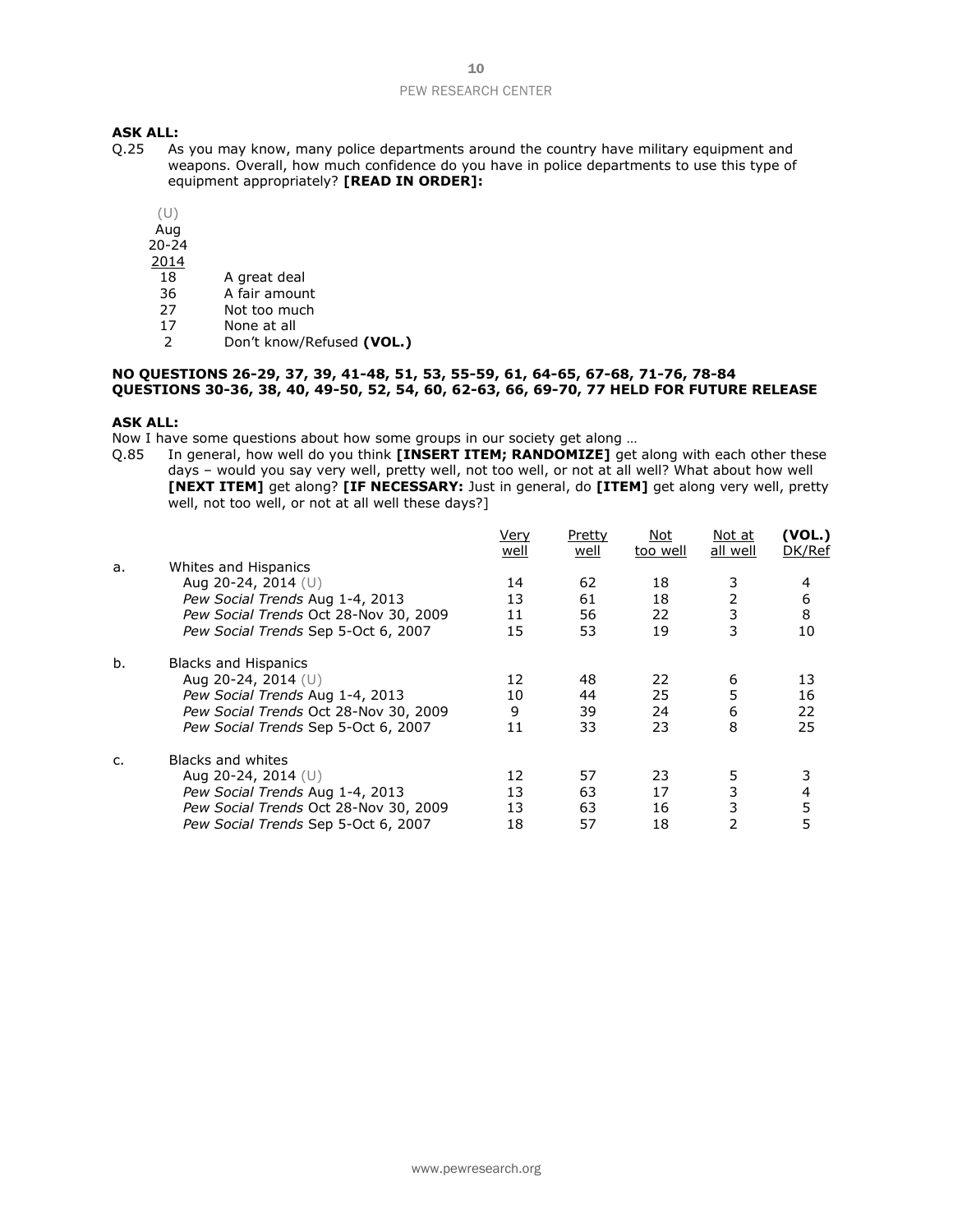**ASK ALL:**

Q.25 As you may know, many police departments around the country have military equipment and weapons. Overall, how much confidence do you have in police departments to use this type of equipment appropriately? **[READ IN ORDER]:**

| (U) Aug 20-24 2014 | |
|---|---|
| 18 | A great deal |
| 36 | A fair amount |
| 27 | Not too much |
| 17 | None at all |
| 2 | Don't know/Refused **(VOL.)** |

**NO QUESTIONS 26-29, 37, 39, 41-48, 51, 53, 55-59, 61, 64-65, 67-68, 71-76, 78-84**
**QUESTIONS 30-36, 38, 40, 49-50, 52, 54, 60, 62-63, 66, 69-70, 77 HELD FOR FUTURE RELEASE**

**ASK ALL:**

Now I have some questions about how some groups in our society get along …

Q.85 In general, how well do you think **[INSERT ITEM; RANDOMIZE]** get along with each other these days – would you say very well, pretty well, not too well, or not at all well? What about how well **[NEXT ITEM]** get along? **[IF NECESSARY:** Just in general, do **[ITEM]** get along very well, pretty well, not too well, or not at all well these days?]

| | | Very well | Pretty well | Not too well | Not at all well | **(VOL.)** DK/Ref |
|---|---|---|---|---|---|---|
| a. | Whites and Hispanics | | | | | |
| | Aug 20-24, 2014 (U) | 14 | 62 | 18 | 3 | 4 |
| | *Pew Social Trends* Aug 1-4, 2013 | 13 | 61 | 18 | 2 | 6 |
| | *Pew Social Trends* Oct 28-Nov 30, 2009 | 11 | 56 | 22 | 3 | 8 |
| | *Pew Social Trends* Sep 5-Oct 6, 2007 | 15 | 53 | 19 | 3 | 10 |
| b. | Blacks and Hispanics | | | | | |
| | Aug 20-24, 2014 (U) | 12 | 48 | 22 | 6 | 13 |
| | *Pew Social Trends* Aug 1-4, 2013 | 10 | 44 | 25 | 5 | 16 |
| | *Pew Social Trends* Oct 28-Nov 30, 2009 | 9 | 39 | 24 | 6 | 22 |
| | *Pew Social Trends* Sep 5-Oct 6, 2007 | 11 | 33 | 23 | 8 | 25 |
| c. | Blacks and whites | | | | | |
| | Aug 20-24, 2014 (U) | 12 | 57 | 23 | 5 | 3 |
| | *Pew Social Trends* Aug 1-4, 2013 | 13 | 63 | 17 | 3 | 4 |
| | *Pew Social Trends* Oct 28-Nov 30, 2009 | 13 | 63 | 16 | 3 | 5 |
| | *Pew Social Trends* Sep 5-Oct 6, 2007 | 18 | 57 | 18 | 2 | 5 |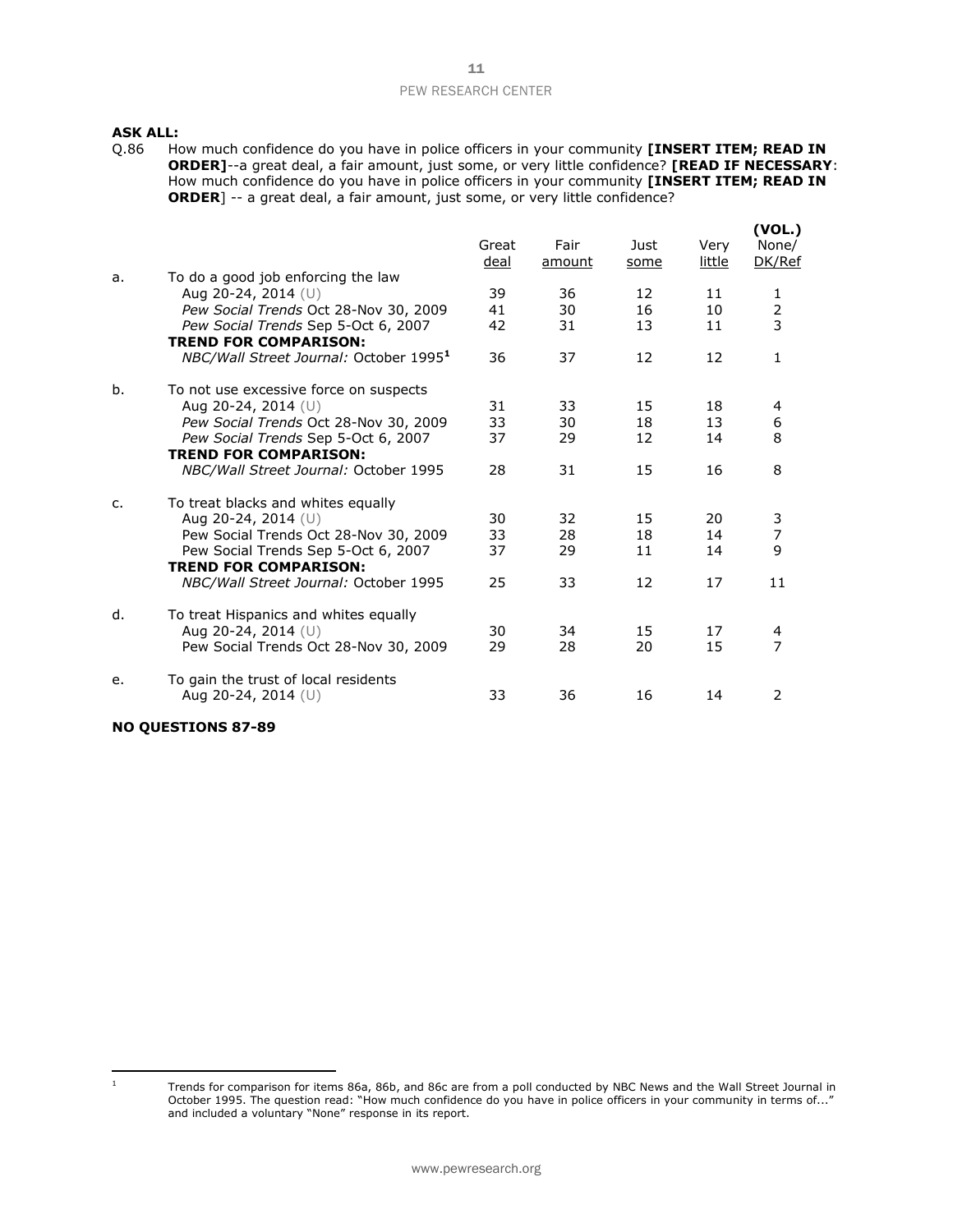**ASK ALL:**

Q.86 How much confidence do you have in police officers in your community **[INSERT ITEM; READ IN ORDER]**--a great deal, a fair amount, just some, or very little confidence? **[READ IF NECESSARY**: How much confidence do you have in police officers in your community **[INSERT ITEM; READ IN ORDER**] -- a great deal, a fair amount, just some, or very little confidence?

| | | Great deal | Fair amount | Just some | Very little | (VOL.) None/ DK/Ref |
|---|---|---|---|---|---|---|
| a. | To do a good job enforcing the law | | | | | |
| | Aug 20-24, 2014 (U) | 39 | 36 | 12 | 11 | 1 |
| | *Pew Social Trends* Oct 28-Nov 30, 2009 | 41 | 30 | 16 | 10 | 2 |
| | *Pew Social Trends* Sep 5-Oct 6, 2007 | 42 | 31 | 13 | 11 | 3 |
| | **TREND FOR COMPARISON:** | | | | | |
| | *NBC/Wall Street Journal:* October 1995[1] | 36 | 37 | 12 | 12 | 1 |
| b. | To not use excessive force on suspects | | | | | |
| | Aug 20-24, 2014 (U) | 31 | 33 | 15 | 18 | 4 |
| | *Pew Social Trends* Oct 28-Nov 30, 2009 | 33 | 30 | 18 | 13 | 6 |
| | *Pew Social Trends* Sep 5-Oct 6, 2007 | 37 | 29 | 12 | 14 | 8 |
| | **TREND FOR COMPARISON:** | | | | | |
| | *NBC/Wall Street Journal:* October 1995 | 28 | 31 | 15 | 16 | 8 |
| c. | To treat blacks and whites equally | | | | | |
| | Aug 20-24, 2014 (U) | 30 | 32 | 15 | 20 | 3 |
| | Pew Social Trends Oct 28-Nov 30, 2009 | 33 | 28 | 18 | 14 | 7 |
| | Pew Social Trends Sep 5-Oct 6, 2007 | 37 | 29 | 11 | 14 | 9 |
| | **TREND FOR COMPARISON:** | | | | | |
| | *NBC/Wall Street Journal:* October 1995 | 25 | 33 | 12 | 17 | 11 |
| d. | To treat Hispanics and whites equally | | | | | |
| | Aug 20-24, 2014 (U) | 30 | 34 | 15 | 17 | 4 |
| | Pew Social Trends Oct 28-Nov 30, 2009 | 29 | 28 | 20 | 15 | 7 |
| e. | To gain the trust of local residents | | | | | |
| | Aug 20-24, 2014 (U) | 33 | 36 | 16 | 14 | 2 |

**NO QUESTIONS 87-89**

[1] Trends for comparison for items 86a, 86b, and 86c are from a poll conducted by NBC News and the Wall Street Journal in October 1995. The question read: "How much confidence do you have in police officers in your community in terms of..." and included a voluntary "None" response in its report.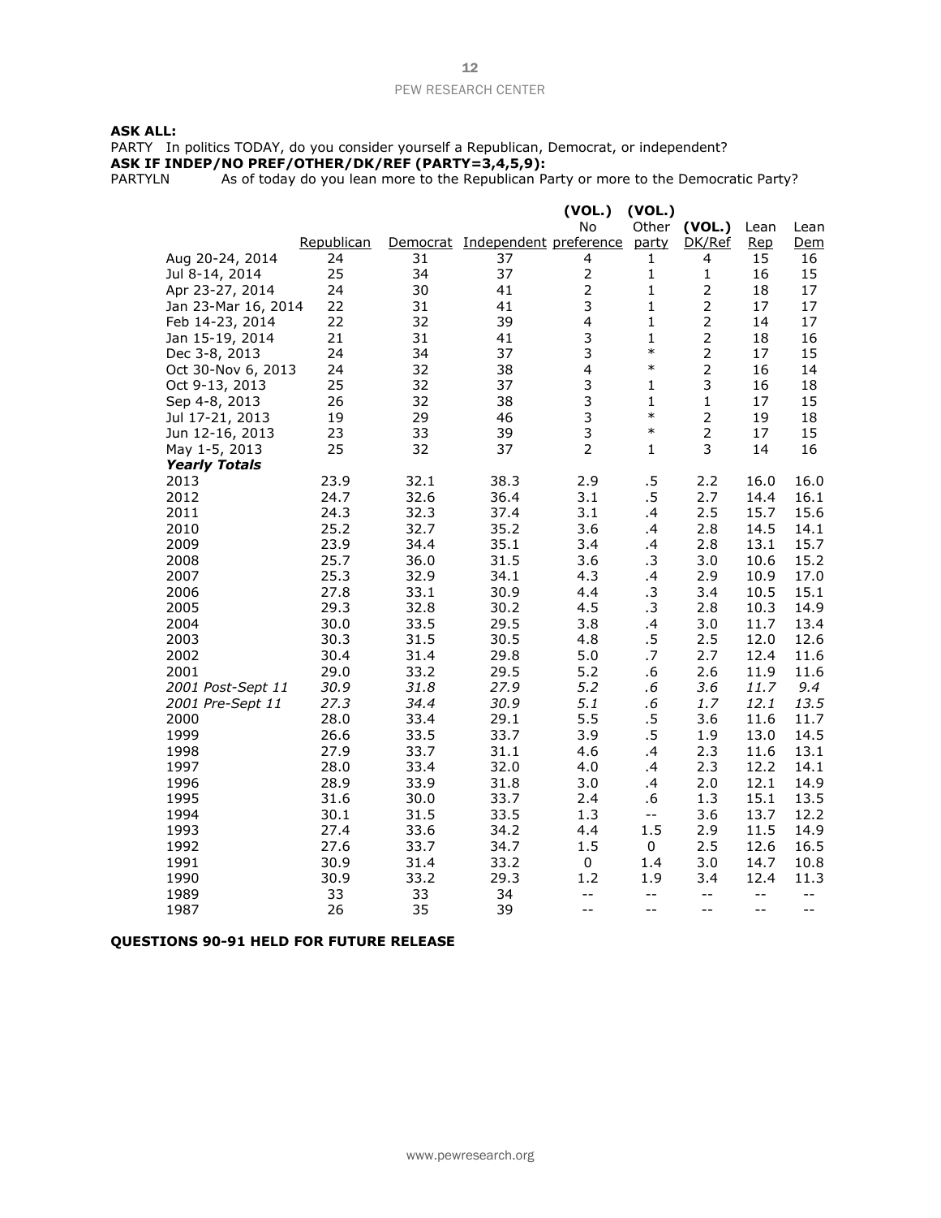**ASK ALL:**

PARTY In politics TODAY, do you consider yourself a Republican, Democrat, or independent?

**ASK IF INDEP/NO PREF/OTHER/DK/REF (PARTY=3,4,5,9):**

PARTYLN As of today do you lean more to the Republican Party or more to the Democratic Party?

| | Republican | Democrat | Independent | (VOL.) No preference | (VOL.) Other party | (VOL.) DK/Ref | Lean Rep | Lean Dem |
|---|---|---|---|---|---|---|---|---|
| Aug 20-24, 2014 | 24 | 31 | 37 | 4 | 1 | 4 | 15 | 16 |
| Jul 8-14, 2014 | 25 | 34 | 37 | 2 | 1 | 1 | 16 | 15 |
| Apr 23-27, 2014 | 24 | 30 | 41 | 2 | 1 | 2 | 18 | 17 |
| Jan 23-Mar 16, 2014 | 22 | 31 | 41 | 3 | 1 | 2 | 17 | 17 |
| Feb 14-23, 2014 | 22 | 32 | 39 | 4 | 1 | 2 | 14 | 17 |
| Jan 15-19, 2014 | 21 | 31 | 41 | 3 | 1 | 2 | 18 | 16 |
| Dec 3-8, 2013 | 24 | 34 | 37 | 3 | * | 2 | 17 | 15 |
| Oct 30-Nov 6, 2013 | 24 | 32 | 38 | 4 | * | 2 | 16 | 14 |
| Oct 9-13, 2013 | 25 | 32 | 37 | 3 | 1 | 3 | 16 | 18 |
| Sep 4-8, 2013 | 26 | 32 | 38 | 3 | 1 | 1 | 17 | 15 |
| Jul 17-21, 2013 | 19 | 29 | 46 | 3 | * | 2 | 19 | 18 |
| Jun 12-16, 2013 | 23 | 33 | 39 | 3 | * | 2 | 17 | 15 |
| May 1-5, 2013 | 25 | 32 | 37 | 2 | 1 | 3 | 14 | 16 |
| ***Yearly Totals*** | | | | | | | | |
| 2013 | 23.9 | 32.1 | 38.3 | 2.9 | .5 | 2.2 | 16.0 | 16.0 |
| 2012 | 24.7 | 32.6 | 36.4 | 3.1 | .5 | 2.7 | 14.4 | 16.1 |
| 2011 | 24.3 | 32.3 | 37.4 | 3.1 | .4 | 2.5 | 15.7 | 15.6 |
| 2010 | 25.2 | 32.7 | 35.2 | 3.6 | .4 | 2.8 | 14.5 | 14.1 |
| 2009 | 23.9 | 34.4 | 35.1 | 3.4 | .4 | 2.8 | 13.1 | 15.7 |
| 2008 | 25.7 | 36.0 | 31.5 | 3.6 | .3 | 3.0 | 10.6 | 15.2 |
| 2007 | 25.3 | 32.9 | 34.1 | 4.3 | .4 | 2.9 | 10.9 | 17.0 |
| 2006 | 27.8 | 33.1 | 30.9 | 4.4 | .3 | 3.4 | 10.5 | 15.1 |
| 2005 | 29.3 | 32.8 | 30.2 | 4.5 | .3 | 2.8 | 10.3 | 14.9 |
| 2004 | 30.0 | 33.5 | 29.5 | 3.8 | .4 | 3.0 | 11.7 | 13.4 |
| 2003 | 30.3 | 31.5 | 30.5 | 4.8 | .5 | 2.5 | 12.0 | 12.6 |
| 2002 | 30.4 | 31.4 | 29.8 | 5.0 | .7 | 2.7 | 12.4 | 11.6 |
| 2001 | 29.0 | 33.2 | 29.5 | 5.2 | .6 | 2.6 | 11.9 | 11.6 |
| *2001 Post-Sept 11* | *30.9* | *31.8* | *27.9* | *5.2* | *.6* | *3.6* | *11.7* | *9.4* |
| *2001 Pre-Sept 11* | *27.3* | *34.4* | *30.9* | *5.1* | *.6* | *1.7* | *12.1* | *13.5* |
| 2000 | 28.0 | 33.4 | 29.1 | 5.5 | .5 | 3.6 | 11.6 | 11.7 |
| 1999 | 26.6 | 33.5 | 33.7 | 3.9 | .5 | 1.9 | 13.0 | 14.5 |
| 1998 | 27.9 | 33.7 | 31.1 | 4.6 | .4 | 2.3 | 11.6 | 13.1 |
| 1997 | 28.0 | 33.4 | 32.0 | 4.0 | .4 | 2.3 | 12.2 | 14.1 |
| 1996 | 28.9 | 33.9 | 31.8 | 3.0 | .4 | 2.0 | 12.1 | 14.9 |
| 1995 | 31.6 | 30.0 | 33.7 | 2.4 | .6 | 1.3 | 15.1 | 13.5 |
| 1994 | 30.1 | 31.5 | 33.5 | 1.3 | -- | 3.6 | 13.7 | 12.2 |
| 1993 | 27.4 | 33.6 | 34.2 | 4.4 | 1.5 | 2.9 | 11.5 | 14.9 |
| 1992 | 27.6 | 33.7 | 34.7 | 1.5 | 0 | 2.5 | 12.6 | 16.5 |
| 1991 | 30.9 | 31.4 | 33.2 | 0 | 1.4 | 3.0 | 14.7 | 10.8 |
| 1990 | 30.9 | 33.2 | 29.3 | 1.2 | 1.9 | 3.4 | 12.4 | 11.3 |
| 1989 | 33 | 33 | 34 | -- | -- | -- | -- | -- |
| 1987 | 26 | 35 | 39 | -- | -- | -- | -- | -- |

**QUESTIONS 90-91 HELD FOR FUTURE RELEASE**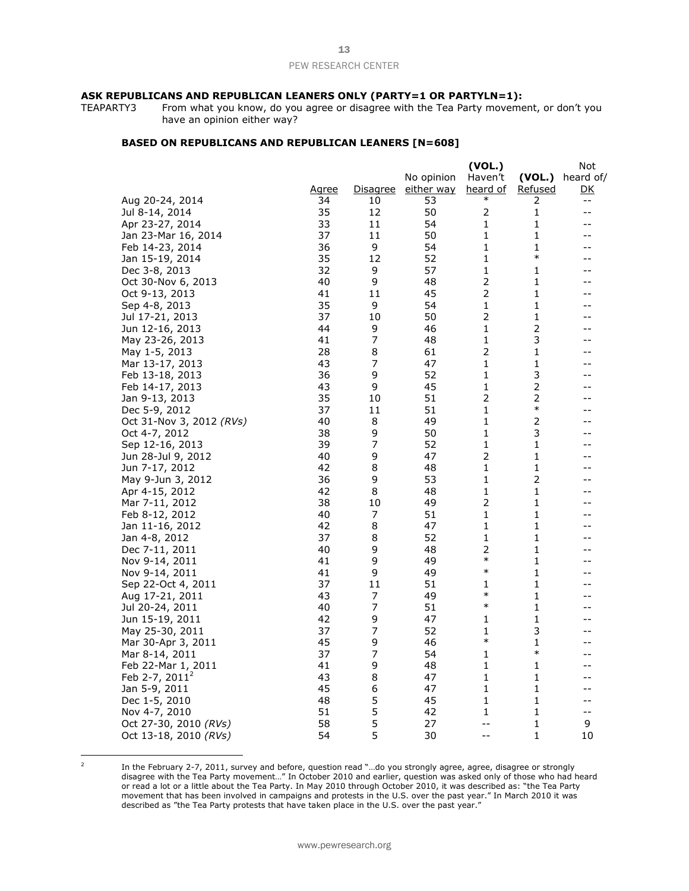**ASK REPUBLICANS AND REPUBLICAN LEANERS ONLY (PARTY=1 OR PARTYLN=1):**

TEAPARTY3 From what you know, do you agree or disagree with the Tea Party movement, or don't you have an opinion either way?

**BASED ON REPUBLICANS AND REPUBLICAN LEANERS [N=608]**

| | Agree | Disagree | No opinion either way | (VOL.) Haven't heard of | (VOL.) Refused | Not heard of/ DK |
|---|---|---|---|---|---|---|
| Aug 20-24, 2014 | 34 | 10 | 53 | * | 2 | -- |
| Jul 8-14, 2014 | 35 | 12 | 50 | 2 | 1 | -- |
| Apr 23-27, 2014 | 33 | 11 | 54 | 1 | 1 | -- |
| Jan 23-Mar 16, 2014 | 37 | 11 | 50 | 1 | 1 | -- |
| Feb 14-23, 2014 | 36 | 9 | 54 | 1 | 1 | -- |
| Jan 15-19, 2014 | 35 | 12 | 52 | 1 | * | -- |
| Dec 3-8, 2013 | 32 | 9 | 57 | 1 | 1 | -- |
| Oct 30-Nov 6, 2013 | 40 | 9 | 48 | 2 | 1 | -- |
| Oct 9-13, 2013 | 41 | 11 | 45 | 2 | 1 | -- |
| Sep 4-8, 2013 | 35 | 9 | 54 | 1 | 1 | -- |
| Jul 17-21, 2013 | 37 | 10 | 50 | 2 | 1 | -- |
| Jun 12-16, 2013 | 44 | 9 | 46 | 1 | 2 | -- |
| May 23-26, 2013 | 41 | 7 | 48 | 1 | 3 | -- |
| May 1-5, 2013 | 28 | 8 | 61 | 2 | 1 | -- |
| Mar 13-17, 2013 | 43 | 7 | 47 | 1 | 1 | -- |
| Feb 13-18, 2013 | 36 | 9 | 52 | 1 | 3 | -- |
| Feb 14-17, 2013 | 43 | 9 | 45 | 1 | 2 | -- |
| Jan 9-13, 2013 | 35 | 10 | 51 | 2 | 2 | -- |
| Dec 5-9, 2012 | 37 | 11 | 51 | 1 | * | -- |
| Oct 31-Nov 3, 2012 *(RVs)* | 40 | 8 | 49 | 1 | 2 | -- |
| Oct 4-7, 2012 | 38 | 9 | 50 | 1 | 3 | -- |
| Sep 12-16, 2013 | 39 | 7 | 52 | 1 | 1 | -- |
| Jun 28-Jul 9, 2012 | 40 | 9 | 47 | 2 | 1 | -- |
| Jun 7-17, 2012 | 42 | 8 | 48 | 1 | 1 | -- |
| May 9-Jun 3, 2012 | 36 | 9 | 53 | 1 | 2 | -- |
| Apr 4-15, 2012 | 42 | 8 | 48 | 1 | 1 | -- |
| Mar 7-11, 2012 | 38 | 10 | 49 | 2 | 1 | -- |
| Feb 8-12, 2012 | 40 | 7 | 51 | 1 | 1 | -- |
| Jan 11-16, 2012 | 42 | 8 | 47 | 1 | 1 | -- |
| Jan 4-8, 2012 | 37 | 8 | 52 | 1 | 1 | -- |
| Dec 7-11, 2011 | 40 | 9 | 48 | 2 | 1 | -- |
| Nov 9-14, 2011 | 41 | 9 | 49 | * | 1 | -- |
| Nov 9-14, 2011 | 41 | 9 | 49 | * | 1 | -- |
| Sep 22-Oct 4, 2011 | 37 | 11 | 51 | 1 | 1 | -- |
| Aug 17-21, 2011 | 43 | 7 | 49 | * | 1 | -- |
| Jul 20-24, 2011 | 40 | 7 | 51 | * | 1 | -- |
| Jun 15-19, 2011 | 42 | 9 | 47 | 1 | 1 | -- |
| May 25-30, 2011 | 37 | 7 | 52 | 1 | 3 | -- |
| Mar 30-Apr 3, 2011 | 45 | 9 | 46 | * | 1 | -- |
| Mar 8-14, 2011 | 37 | 7 | 54 | 1 | * | -- |
| Feb 22-Mar 1, 2011 | 41 | 9 | 48 | 1 | 1 | -- |
| Feb 2-7, 2011[2] | 43 | 8 | 47 | 1 | 1 | -- |
| Jan 5-9, 2011 | 45 | 6 | 47 | 1 | 1 | -- |
| Dec 1-5, 2010 | 48 | 5 | 45 | 1 | 1 | -- |
| Nov 4-7, 2010 | 51 | 5 | 42 | 1 | 1 | -- |
| Oct 27-30, 2010 *(RVs)* | 58 | 5 | 27 | -- | 1 | 9 |
| Oct 13-18, 2010 *(RVs)* | 54 | 5 | 30 | -- | 1 | 10 |

[2] In the February 2-7, 2011, survey and before, question read "…do you strongly agree, agree, disagree or strongly disagree with the Tea Party movement…" In October 2010 and earlier, question was asked only of those who had heard or read a lot or a little about the Tea Party. In May 2010 through October 2010, it was described as: "the Tea Party movement that has been involved in campaigns and protests in the U.S. over the past year." In March 2010 it was described as "the Tea Party protests that have taken place in the U.S. over the past year."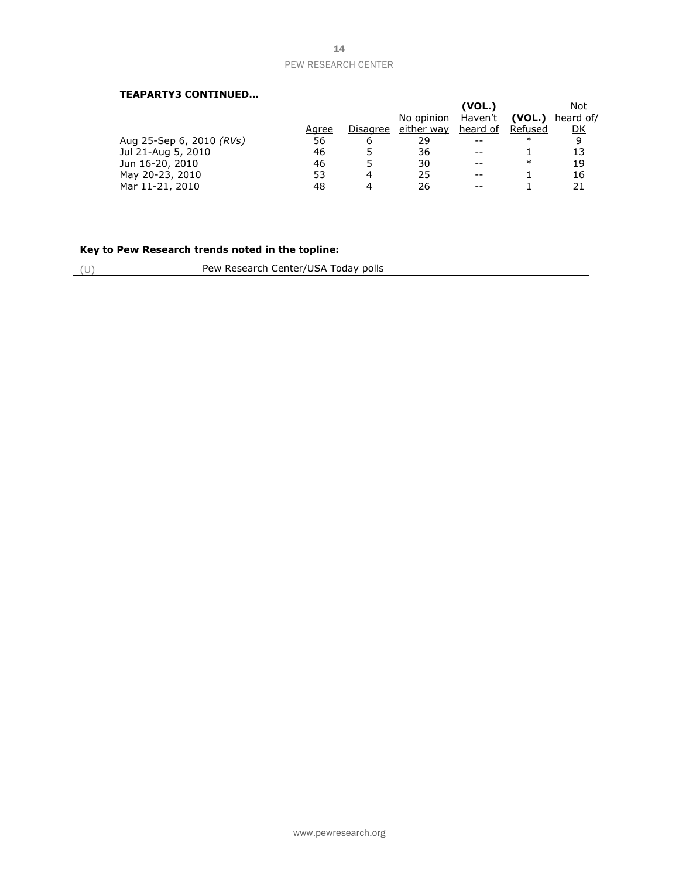**TEAPARTY3 CONTINUED…**

| | Agree | Disagree | No opinion either way | (VOL.) Haven't heard of | (VOL.) Refused | Not heard of/ DK |
|---|---|---|---|---|---|---|
| Aug 25-Sep 6, 2010 *(RVs)* | 56 | 6 | 29 | -- | * | 9 |
| Jul 21-Aug 5, 2010 | 46 | 5 | 36 | -- | 1 | 13 |
| Jun 16-20, 2010 | 46 | 5 | 30 | -- | * | 19 |
| May 20-23, 2010 | 53 | 4 | 25 | -- | 1 | 16 |
| Mar 11-21, 2010 | 48 | 4 | 26 | -- | 1 | 21 |

**Key to Pew Research trends noted in the topline:**

| | |
|---|---|
| (U) | Pew Research Center/USA Today polls |